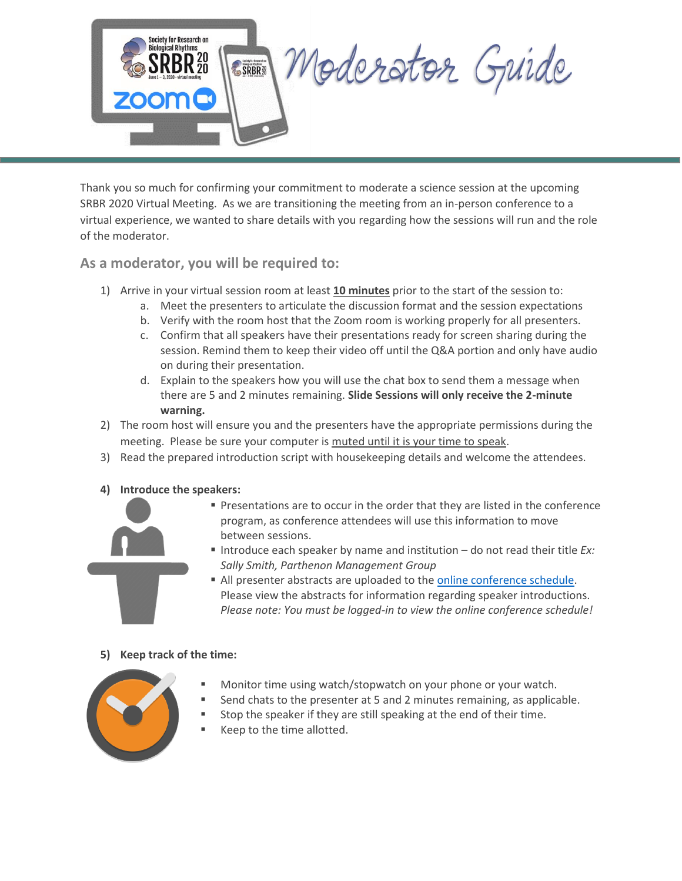# Moderator Guide

Thank you so much for confirming your commitment to moderate a science session at the upcoming SRBR 2020 Virtual Meeting. As we are transitioning the meeting from an in-person conference to a virtual experience, we wanted to share details with you regarding how the sessions will run and the role of the moderator.

## As a moderator, you will be required to:

1) Arrive in your virtual session room at least **10 minutes** prior to the start of the session to:
   a. Meet the presenters to articulate the discussion format and the session expectations
   b. Verify with the room host that the Zoom room is working properly for all presenters.
   c. Confirm that all speakers have their presentations ready for screen sharing during the session. Remind them to keep their video off until the Q&A portion and only have audio on during their presentation.
   d. Explain to the speakers how you will use the chat box to send them a message when there are 5 and 2 minutes remaining. **Slide Sessions will only receive the 2-minute warning.**
2) The room host will ensure you and the presenters have the appropriate permissions during the meeting. Please be sure your computer is muted until it is your time to speak.
3) Read the prepared introduction script with housekeeping details and welcome the attendees.

4) **Introduce the speakers:**
   - Presentations are to occur in the order that they are listed in the conference program, as conference attendees will use this information to move between sessions.
   - Introduce each speaker by name and institution – do not read their title *Ex: Sally Smith, Parthenon Management Group*
   - All presenter abstracts are uploaded to the online conference schedule. Please view the abstracts for information regarding speaker introductions. *Please note: You must be logged-in to view the online conference schedule!*

5) **Keep track of the time:**
   - Monitor time using watch/stopwatch on your phone or your watch.
   - Send chats to the presenter at 5 and 2 minutes remaining, as applicable.
   - Stop the speaker if they are still speaking at the end of their time.
   - Keep to the time allotted.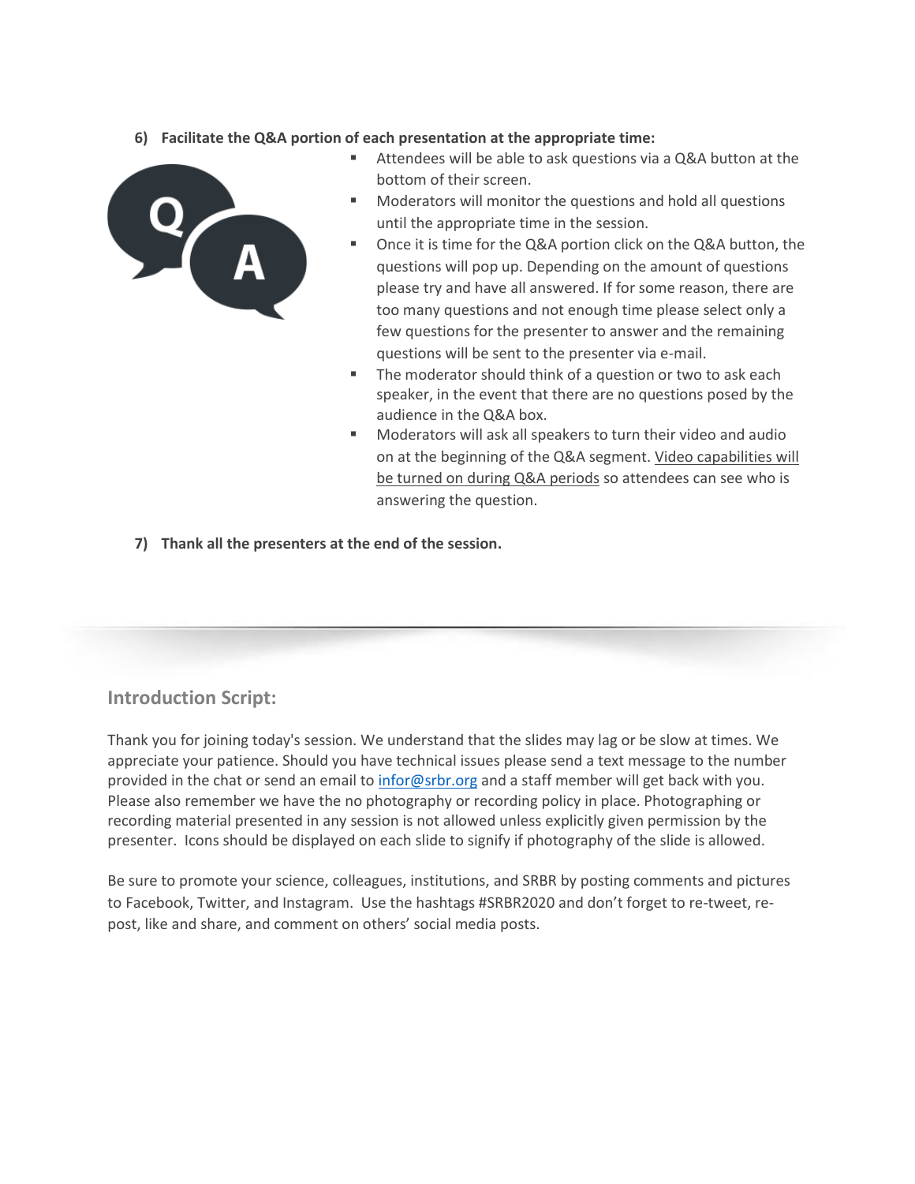**6) Facilitate the Q&A portion of each presentation at the appropriate time:**

- Attendees will be able to ask questions via a Q&A button at the bottom of their screen.
- Moderators will monitor the questions and hold all questions until the appropriate time in the session.
- Once it is time for the Q&A portion click on the Q&A button, the questions will pop up. Depending on the amount of questions please try and have all answered. If for some reason, there are too many questions and not enough time please select only a few questions for the presenter to answer and the remaining questions will be sent to the presenter via e-mail.
- The moderator should think of a question or two to ask each speaker, in the event that there are no questions posed by the audience in the Q&A box.
- Moderators will ask all speakers to turn their video and audio on at the beginning of the Q&A segment. <u>Video capabilities will be turned on during Q&A periods</u> so attendees can see who is answering the question.

**7) Thank all the presenters at the end of the session.**

---

## Introduction Script:

Thank you for joining today's session. We understand that the slides may lag or be slow at times. We appreciate your patience. Should you have technical issues please send a text message to the number provided in the chat or send an email to infor@srbr.org and a staff member will get back with you. Please also remember we have the no photography or recording policy in place. Photographing or recording material presented in any session is not allowed unless explicitly given permission by the presenter. Icons should be displayed on each slide to signify if photography of the slide is allowed.

Be sure to promote your science, colleagues, institutions, and SRBR by posting comments and pictures to Facebook, Twitter, and Instagram. Use the hashtags #SRBR2020 and don't forget to re-tweet, re-post, like and share, and comment on others' social media posts.